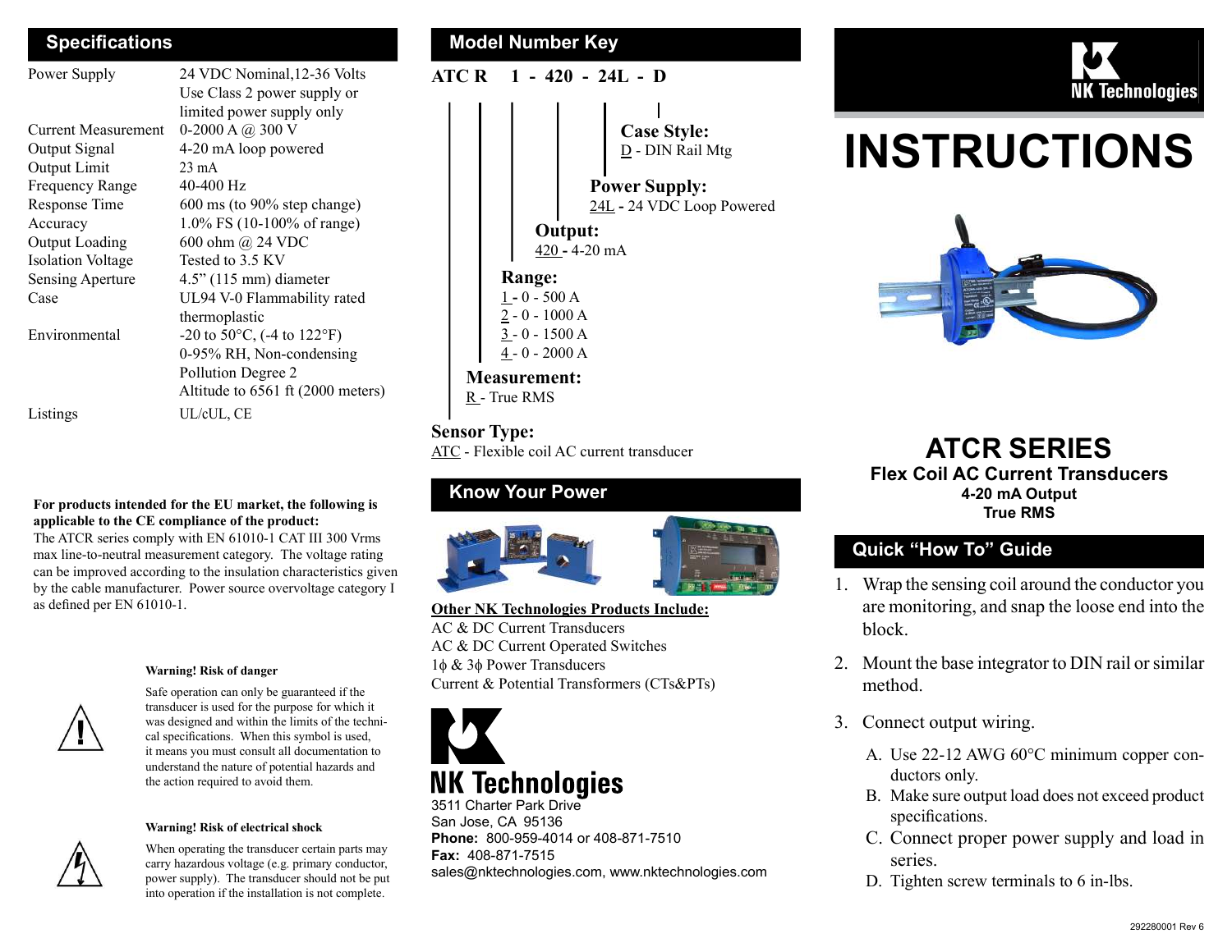## Specifications

| | |
|---|---|
| Power Supply | 24 VDC Nominal,12-36 Volts Use Class 2 power supply or limited power supply only |
| Current Measurement | 0-2000 A @ 300 V |
| Output Signal | 4-20 mA loop powered |
| Output Limit | 23 mA |
| Frequency Range | 40-400 Hz |
| Response Time | 600 ms (to 90% step change) |
| Accuracy | 1.0% FS (10-100% of range) |
| Output Loading | 600 ohm @ 24 VDC |
| Isolation Voltage | Tested to 3.5 KV |
| Sensing Aperture | 4.5" (115 mm) diameter |
| Case | UL94 V-0 Flammability rated thermoplastic |
| Environmental | -20 to 50°C, (-4 to 122°F) 0-95% RH, Non-condensing Pollution Degree 2 Altitude to 6561 ft (2000 meters) |
| Listings | UL/cUL, CE |

**For products intended for the EU market, the following is applicable to the CE compliance of the product:**
The ATCR series comply with EN 61010-1 CAT III 300 Vrms max line-to-neutral measurement category. The voltage rating can be improved according to the insulation characteristics given by the cable manufacturer. Power source overvoltage category I as defined per EN 61010-1.

**Warning! Risk of danger**

Safe operation can only be guaranteed if the transducer is used for the purpose for which it was designed and within the limits of the technical specifications. When this symbol is used, it means you must consult all documentation to understand the nature of potential hazards and the action required to avoid them.

**Warning! Risk of electrical shock**

When operating the transducer certain parts may carry hazardous voltage (e.g. primary conductor, power supply). The transducer should not be put into operation if the installation is not complete.

## Model Number Key

**ATC R 1 - 420 - 24L - D**

**Case Style:**
D - DIN Rail Mtg

**Power Supply:**
24L - 24 VDC Loop Powered

**Output:**
420 - 4-20 mA

**Range:**
1 - 0 - 500 A
2 - 0 - 1000 A
3 - 0 - 1500 A
4 - 0 - 2000 A

**Measurement:**
R - True RMS

**Sensor Type:**
ATC - Flexible coil AC current transducer

## Know Your Power

**Other NK Technologies Products Include:**
AC & DC Current Transducers
AC & DC Current Operated Switches
1ϕ & 3ϕ Power Transducers
Current & Potential Transformers (CTs&PTs)

**NK Technologies**
3511 Charter Park Drive
San Jose, CA 95136
**Phone:** 800-959-4014 or 408-871-7510
**Fax:** 408-871-7515
sales@nktechnologies.com, www.nktechnologies.com

NK Technologies

# INSTRUCTIONS

## ATCR SERIES

### Flex Coil AC Current Transducers

**4-20 mA Output**
**True RMS**

## Quick "How To" Guide

1. Wrap the sensing coil around the conductor you are monitoring, and snap the loose end into the block.
2. Mount the base integrator to DIN rail or similar method.
3. Connect output wiring.
   A. Use 22-12 AWG 60°C minimum copper conductors only.
   B. Make sure output load does not exceed product specifications.
   C. Connect proper power supply and load in series.
   D. Tighten screw terminals to 6 in-lbs.

292280001 Rev 6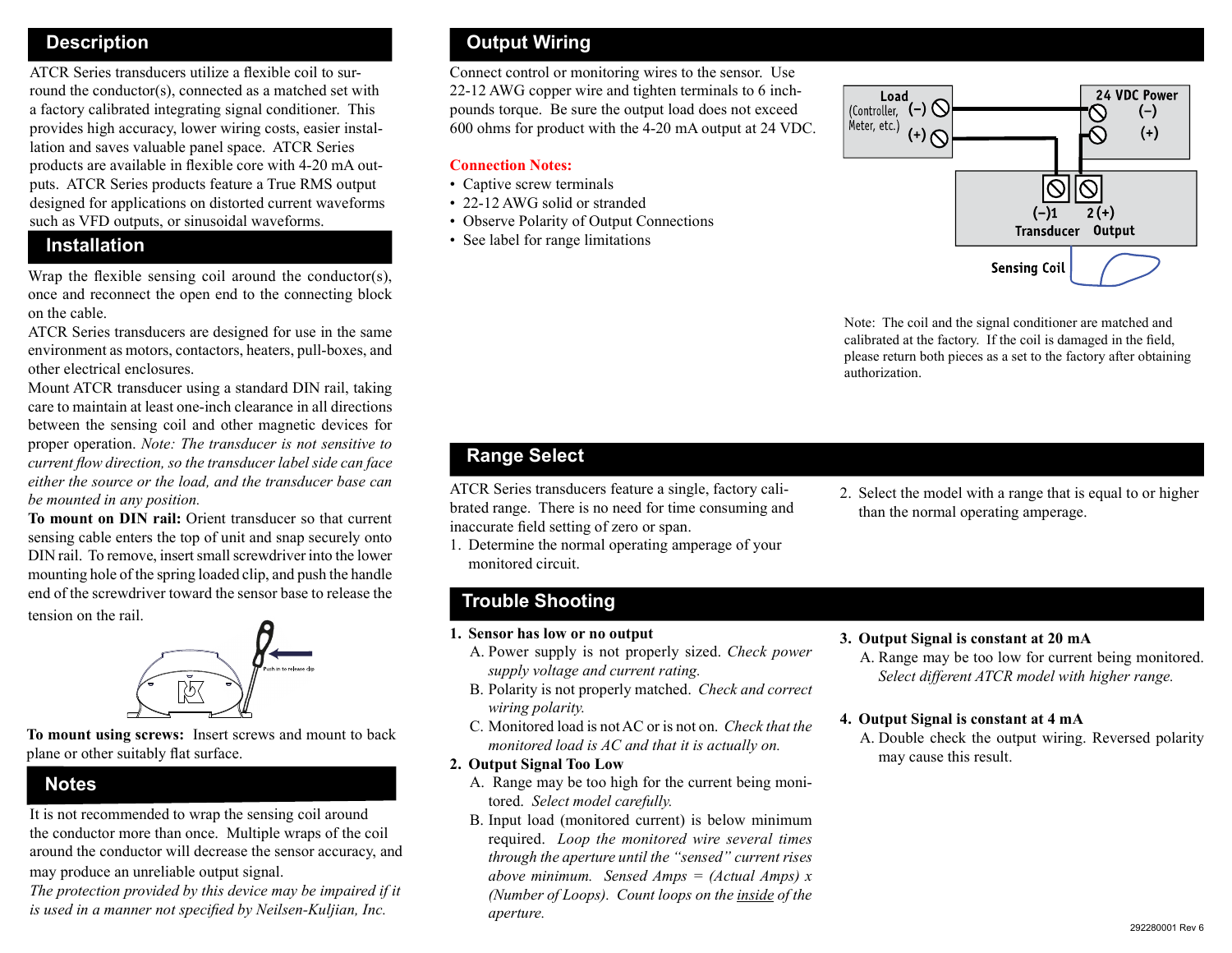## Description

ATCR Series transducers utilize a flexible coil to surround the conductor(s), connected as a matched set with a factory calibrated integrating signal conditioner. This provides high accuracy, lower wiring costs, easier installation and saves valuable panel space. ATCR Series products are available in flexible core with 4-20 mA outputs. ATCR Series products feature a True RMS output designed for applications on distorted current waveforms such as VFD outputs, or sinusoidal waveforms.

## Installation

Wrap the flexible sensing coil around the conductor(s), once and reconnect the open end to the connecting block on the cable.

ATCR Series transducers are designed for use in the same environment as motors, contactors, heaters, pull-boxes, and other electrical enclosures.

Mount ATCR transducer using a standard DIN rail, taking care to maintain at least one-inch clearance in all directions between the sensing coil and other magnetic devices for proper operation. *Note: The transducer is not sensitive to current flow direction, so the transducer label side can face either the source or the load, and the transducer base can be mounted in any position.*

**To mount on DIN rail:** Orient transducer so that current sensing cable enters the top of unit and snap securely onto DIN rail. To remove, insert small screwdriver into the lower mounting hole of the spring loaded clip, and push the handle end of the screwdriver toward the sensor base to release the tension on the rail.

Push in to release clip

**To mount using screws:** Insert screws and mount to back plane or other suitably flat surface.

## Notes

It is not recommended to wrap the sensing coil around the conductor more than once. Multiple wraps of the coil around the conductor will decrease the sensor accuracy, and may produce an unreliable output signal.

*The protection provided by this device may be impaired if it is used in a manner not specified by Neilsen-Kuljian, Inc.*

## Output Wiring

Connect control or monitoring wires to the sensor. Use 22-12 AWG copper wire and tighten terminals to 6 inch-pounds torque. Be sure the output load does not exceed 600 ohms for product with the 4-20 mA output at 24 VDC.

**Connection Notes:**

- Captive screw terminals
- 22-12 AWG solid or stranded
- Observe Polarity of Output Connections
- See label for range limitations

Load (Controller, Meter, etc.) (–) (+)

24 VDC Power (–) (+)

(–)1 2 (+)
Transducer Output

Sensing Coil

Note: The coil and the signal conditioner are matched and calibrated at the factory. If the coil is damaged in the field, please return both pieces as a set to the factory after obtaining authorization.

## Range Select

ATCR Series transducers feature a single, factory calibrated range. There is no need for time consuming and inaccurate field setting of zero or span.

1. Determine the normal operating amperage of your monitored circuit.
2. Select the model with a range that is equal to or higher than the normal operating amperage.

## Trouble Shooting

**1. Sensor has low or no output**

A. Power supply is not properly sized. *Check power supply voltage and current rating.*

B. Polarity is not properly matched. *Check and correct wiring polarity.*

C. Monitored load is not AC or is not on. *Check that the monitored load is AC and that it is actually on.*

**2. Output Signal Too Low**

A. Range may be too high for the current being monitored. *Select model carefully.*

B. Input load (monitored current) is below minimum required. *Loop the monitored wire several times through the aperture until the "sensed" current rises above minimum. Sensed Amps = (Actual Amps) x (Number of Loops). Count loops on the* ***inside*** *of the aperture.*

**3. Output Signal is constant at 20 mA**

A. Range may be too low for current being monitored. *Select different ATCR model with higher range.*

**4. Output Signal is constant at 4 mA**

A. Double check the output wiring. Reversed polarity may cause this result.

292280001 Rev 6